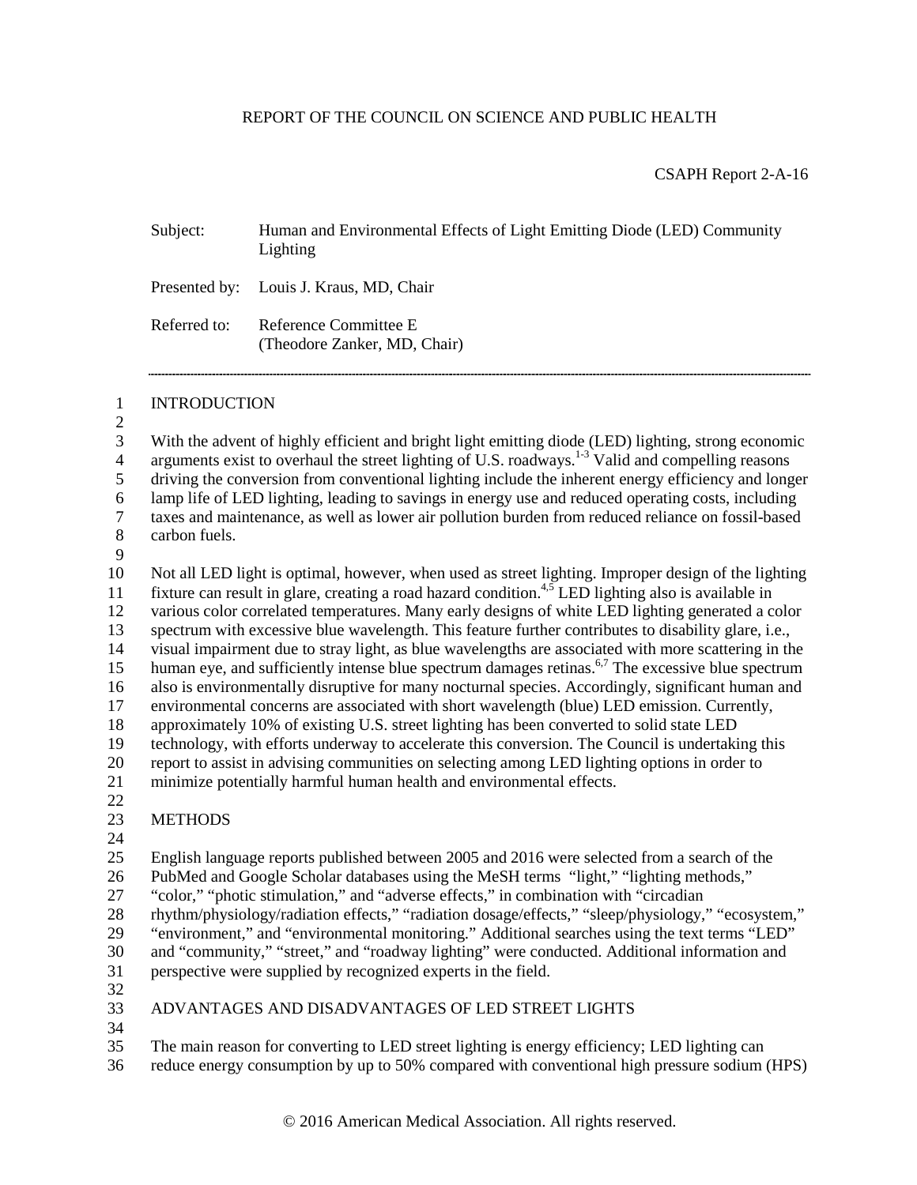REPORT OF THE COUNCIL ON SCIENCE AND PUBLIC HEALTH

CSAPH Report 2-A-16

Subject: Human and Environmental Effects of Light Emitting Diode (LED) Community Lighting

Presented by: Louis J. Kraus, MD, Chair

Referred to: Reference Committee E (Theodore Zanker, MD, Chair)

## INTRODUCTION

With the advent of highly efficient and bright light emitting diode (LED) lighting, strong economic arguments exist to overhaul the street lighting of U.S. roadways.[1-3] Valid and compelling reasons driving the conversion from conventional lighting include the inherent energy efficiency and longer lamp life of LED lighting, leading to savings in energy use and reduced operating costs, including taxes and maintenance, as well as lower air pollution burden from reduced reliance on fossil-based carbon fuels.

Not all LED light is optimal, however, when used as street lighting. Improper design of the lighting fixture can result in glare, creating a road hazard condition.[4,5] LED lighting also is available in various color correlated temperatures. Many early designs of white LED lighting generated a color spectrum with excessive blue wavelength. This feature further contributes to disability glare, i.e., visual impairment due to stray light, as blue wavelengths are associated with more scattering in the human eye, and sufficiently intense blue spectrum damages retinas.[6,7] The excessive blue spectrum also is environmentally disruptive for many nocturnal species. Accordingly, significant human and environmental concerns are associated with short wavelength (blue) LED emission. Currently, approximately 10% of existing U.S. street lighting has been converted to solid state LED technology, with efforts underway to accelerate this conversion. The Council is undertaking this report to assist in advising communities on selecting among LED lighting options in order to minimize potentially harmful human health and environmental effects.

## METHODS

English language reports published between 2005 and 2016 were selected from a search of the PubMed and Google Scholar databases using the MeSH terms "light," "lighting methods," "color," "photic stimulation," and "adverse effects," in combination with "circadian rhythm/physiology/radiation effects," "radiation dosage/effects," "sleep/physiology," "ecosystem," "environment," and "environmental monitoring." Additional searches using the text terms "LED" and "community," "street," and "roadway lighting" were conducted. Additional information and perspective were supplied by recognized experts in the field.

## ADVANTAGES AND DISADVANTAGES OF LED STREET LIGHTS

The main reason for converting to LED street lighting is energy efficiency; LED lighting can reduce energy consumption by up to 50% compared with conventional high pressure sodium (HPS)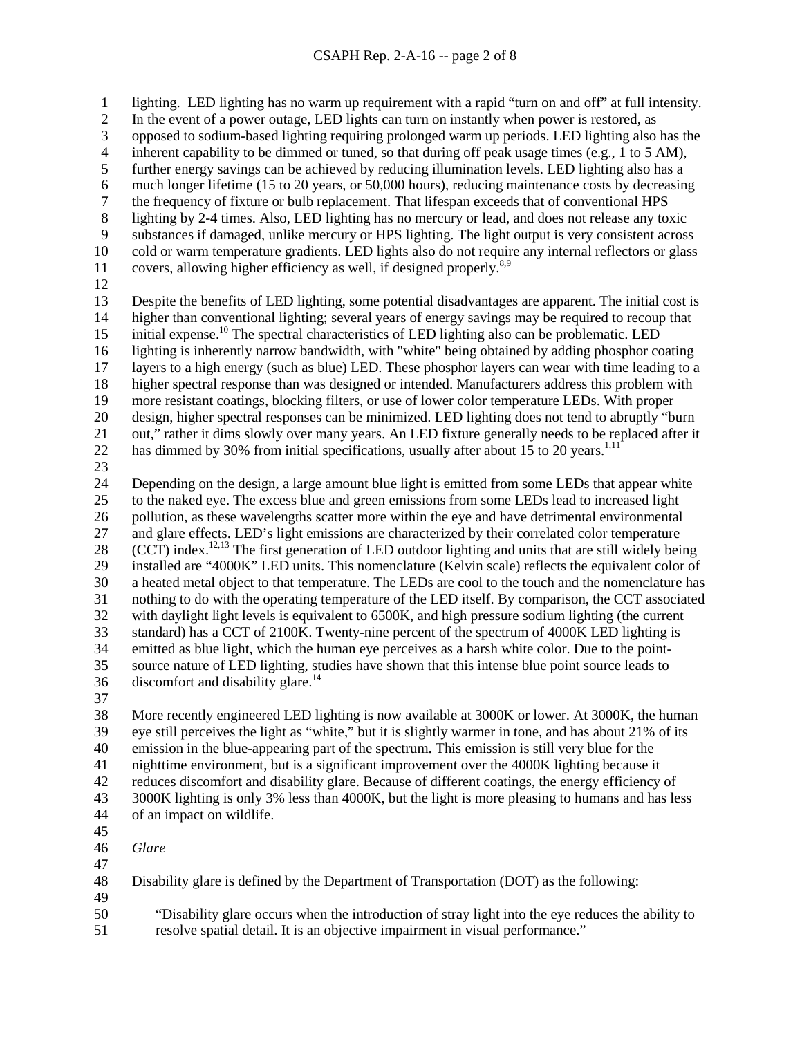lighting. LED lighting has no warm up requirement with a rapid "turn on and off" at full intensity. In the event of a power outage, LED lights can turn on instantly when power is restored, as opposed to sodium-based lighting requiring prolonged warm up periods. LED lighting also has the inherent capability to be dimmed or tuned, so that during off peak usage times (e.g., 1 to 5 AM), further energy savings can be achieved by reducing illumination levels. LED lighting also has a much longer lifetime (15 to 20 years, or 50,000 hours), reducing maintenance costs by decreasing the frequency of fixture or bulb replacement. That lifespan exceeds that of conventional HPS lighting by 2-4 times. Also, LED lighting has no mercury or lead, and does not release any toxic substances if damaged, unlike mercury or HPS lighting. The light output is very consistent across cold or warm temperature gradients. LED lights also do not require any internal reflectors or glass covers, allowing higher efficiency as well, if designed properly.[8,9]

Despite the benefits of LED lighting, some potential disadvantages are apparent. The initial cost is higher than conventional lighting; several years of energy savings also may be required to recoup that initial expense.[10] The spectral characteristics of LED lighting also can be problematic. LED lighting is inherently narrow bandwidth, with "white" being obtained by adding phosphor coating layers to a high energy (such as blue) LED. These phosphor layers can wear with time leading to a higher spectral response than was designed or intended. Manufacturers address this problem with more resistant coatings, blocking filters, or use of lower color temperature LEDs. With proper design, higher spectral responses can be minimized. LED lighting does not tend to abruptly "burn out," rather it dims slowly over many years. An LED fixture generally needs to be replaced after it has dimmed by 30% from initial specifications, usually after about 15 to 20 years.[1,11]

Depending on the design, a large amount blue light is emitted from some LEDs that appear white to the naked eye. The excess blue and green emissions from some LEDs lead to increased light pollution, as these wavelengths scatter more within the eye and have detrimental environmental and glare effects. LED's light emissions are characterized by their correlated color temperature (CCT) index.[12,13] The first generation of LED outdoor lighting and units that are still widely being installed are "4000K" LED units. This nomenclature (Kelvin scale) reflects the equivalent color of a heated metal object to that temperature. The LEDs are cool to the touch and the nomenclature has nothing to do with the operating temperature of the LED itself. By comparison, the CCT associated with daylight light levels is equivalent to 6500K, and high pressure sodium lighting (the current standard) has a CCT of 2100K. Twenty-nine percent of the spectrum of 4000K LED lighting is emitted as blue light, which the human eye perceives as a harsh white color. Due to the point-source nature of LED lighting, studies have shown that this intense blue point source leads to discomfort and disability glare.[14]

More recently engineered LED lighting is now available at 3000K or lower. At 3000K, the human eye still perceives the light as "white," but it is slightly warmer in tone, and has about 21% of its emission in the blue-appearing part of the spectrum. This emission is still very blue for the nighttime environment, but is a significant improvement over the 4000K lighting because it reduces discomfort and disability glare. Because of different coatings, the energy efficiency of 3000K lighting is only 3% less than 4000K, but the light is more pleasing to humans and has less of an impact on wildlife.

*Glare*

Disability glare is defined by the Department of Transportation (DOT) as the following:

> "Disability glare occurs when the introduction of stray light into the eye reduces the ability to resolve spatial detail. It is an objective impairment in visual performance."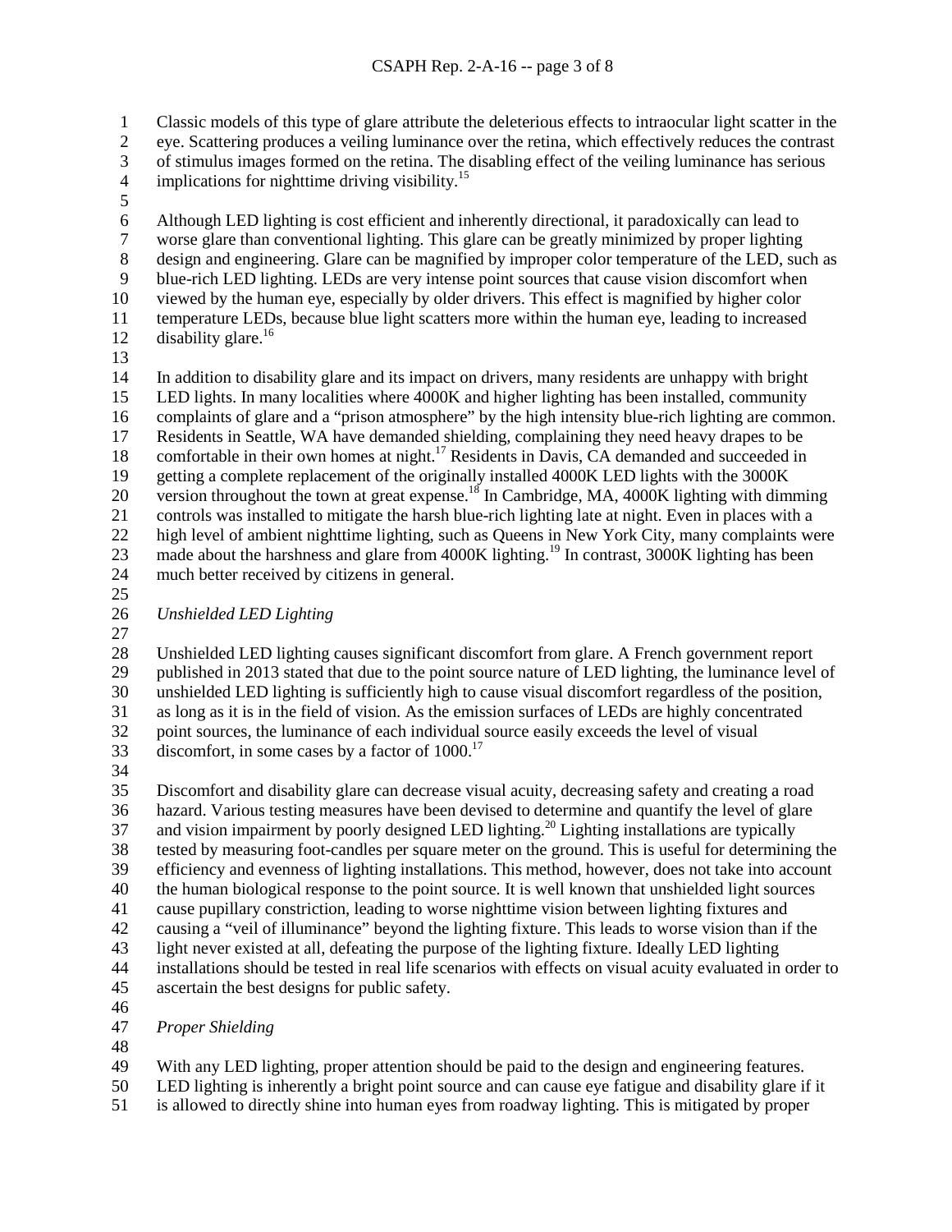Classic models of this type of glare attribute the deleterious effects to intraocular light scatter in the eye. Scattering produces a veiling luminance over the retina, which effectively reduces the contrast of stimulus images formed on the retina. The disabling effect of the veiling luminance has serious implications for nighttime driving visibility.[15]

Although LED lighting is cost efficient and inherently directional, it paradoxically can lead to worse glare than conventional lighting. This glare can be greatly minimized by proper lighting design and engineering. Glare can be magnified by improper color temperature of the LED, such as blue-rich LED lighting. LEDs are very intense point sources that cause vision discomfort when viewed by the human eye, especially by older drivers. This effect is magnified by higher color temperature LEDs, because blue light scatters more within the human eye, leading to increased disability glare.[16]

In addition to disability glare and its impact on drivers, many residents are unhappy with bright LED lights. In many localities where 4000K and higher lighting has been installed, community complaints of glare and a "prison atmosphere" by the high intensity blue-rich lighting are common. Residents in Seattle, WA have demanded shielding, complaining they need heavy drapes to be comfortable in their own homes at night.[17] Residents in Davis, CA demanded and succeeded in getting a complete replacement of the originally installed 4000K LED lights with the 3000K version throughout the town at great expense.[18] In Cambridge, MA, 4000K lighting with dimming controls was installed to mitigate the harsh blue-rich lighting late at night. Even in places with a high level of ambient nighttime lighting, such as Queens in New York City, many complaints were made about the harshness and glare from 4000K lighting.[19] In contrast, 3000K lighting has been much better received by citizens in general.

*Unshielded LED Lighting*

Unshielded LED lighting causes significant discomfort from glare. A French government report published in 2013 stated that due to the point source nature of LED lighting, the luminance level of unshielded LED lighting is sufficiently high to cause visual discomfort regardless of the position, as long as it is in the field of vision. As the emission surfaces of LEDs are highly concentrated point sources, the luminance of each individual source easily exceeds the level of visual discomfort, in some cases by a factor of 1000.[17]

Discomfort and disability glare can decrease visual acuity, decreasing safety and creating a road hazard. Various testing measures have been devised to determine and quantify the level of glare and vision impairment by poorly designed LED lighting.[20] Lighting installations are typically tested by measuring foot-candles per square meter on the ground. This is useful for determining the efficiency and evenness of lighting installations. This method, however, does not take into account the human biological response to the point source. It is well known that unshielded light sources cause pupillary constriction, leading to worse nighttime vision between lighting fixtures and causing a "veil of illuminance" beyond the lighting fixture. This leads to worse vision than if the light never existed at all, defeating the purpose of the lighting fixture. Ideally LED lighting installations should be tested in real life scenarios with effects on visual acuity evaluated in order to ascertain the best designs for public safety.

*Proper Shielding*

With any LED lighting, proper attention should be paid to the design and engineering features. LED lighting is inherently a bright point source and can cause eye fatigue and disability glare if it is allowed to directly shine into human eyes from roadway lighting. This is mitigated by proper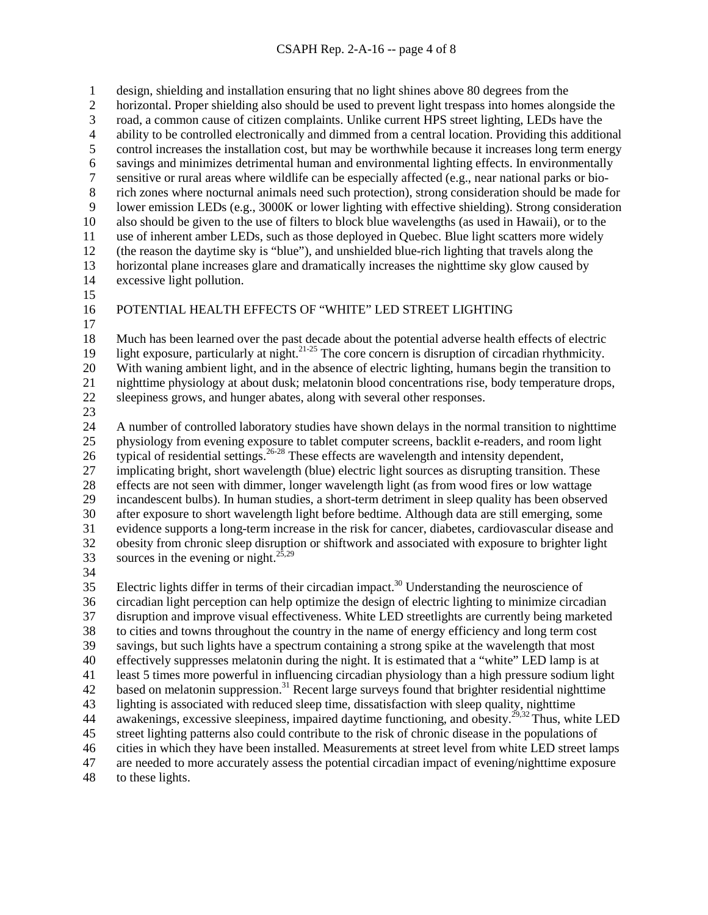design, shielding and installation ensuring that no light shines above 80 degrees from the horizontal. Proper shielding also should be used to prevent light trespass into homes alongside the road, a common cause of citizen complaints. Unlike current HPS street lighting, LEDs have the ability to be controlled electronically and dimmed from a central location. Providing this additional control increases the installation cost, but may be worthwhile because it increases long term energy savings and minimizes detrimental human and environmental lighting effects. In environmentally sensitive or rural areas where wildlife can be especially affected (e.g., near national parks or bio-rich zones where nocturnal animals need such protection), strong consideration should be made for lower emission LEDs (e.g., 3000K or lower lighting with effective shielding). Strong consideration also should be given to the use of filters to block blue wavelengths (as used in Hawaii), or to the use of inherent amber LEDs, such as those deployed in Quebec. Blue light scatters more widely (the reason the daytime sky is "blue"), and unshielded blue-rich lighting that travels along the horizontal plane increases glare and dramatically increases the nighttime sky glow caused by excessive light pollution.

## POTENTIAL HEALTH EFFECTS OF "WHITE" LED STREET LIGHTING

Much has been learned over the past decade about the potential adverse health effects of electric light exposure, particularly at night.[21-25] The core concern is disruption of circadian rhythmicity. With waning ambient light, and in the absence of electric lighting, humans begin the transition to nighttime physiology at about dusk; melatonin blood concentrations rise, body temperature drops, sleepiness grows, and hunger abates, along with several other responses.

A number of controlled laboratory studies have shown delays in the normal transition to nighttime physiology from evening exposure to tablet computer screens, backlit e-readers, and room light typical of residential settings.[26-28] These effects are wavelength and intensity dependent, implicating bright, short wavelength (blue) electric light sources as disrupting transition. These effects are not seen with dimmer, longer wavelength light (as from wood fires or low wattage incandescent bulbs). In human studies, a short-term detriment in sleep quality has been observed after exposure to short wavelength light before bedtime. Although data are still emerging, some evidence supports a long-term increase in the risk for cancer, diabetes, cardiovascular disease and obesity from chronic sleep disruption or shiftwork and associated with exposure to brighter light sources in the evening or night.[25,29]

Electric lights differ in terms of their circadian impact.[30] Understanding the neuroscience of circadian light perception can help optimize the design of electric lighting to minimize circadian disruption and improve visual effectiveness. White LED streetlights are currently being marketed to cities and towns throughout the country in the name of energy efficiency and long term cost savings, but such lights have a spectrum containing a strong spike at the wavelength that most effectively suppresses melatonin during the night. It is estimated that a "white" LED lamp is at least 5 times more powerful in influencing circadian physiology than a high pressure sodium light based on melatonin suppression.[31] Recent large surveys found that brighter residential nighttime lighting is associated with reduced sleep time, dissatisfaction with sleep quality, nighttime awakenings, excessive sleepiness, impaired daytime functioning, and obesity.[29,32] Thus, white LED street lighting patterns also could contribute to the risk of chronic disease in the populations of cities in which they have been installed. Measurements at street level from white LED street lamps are needed to more accurately assess the potential circadian impact of evening/nighttime exposure to these lights.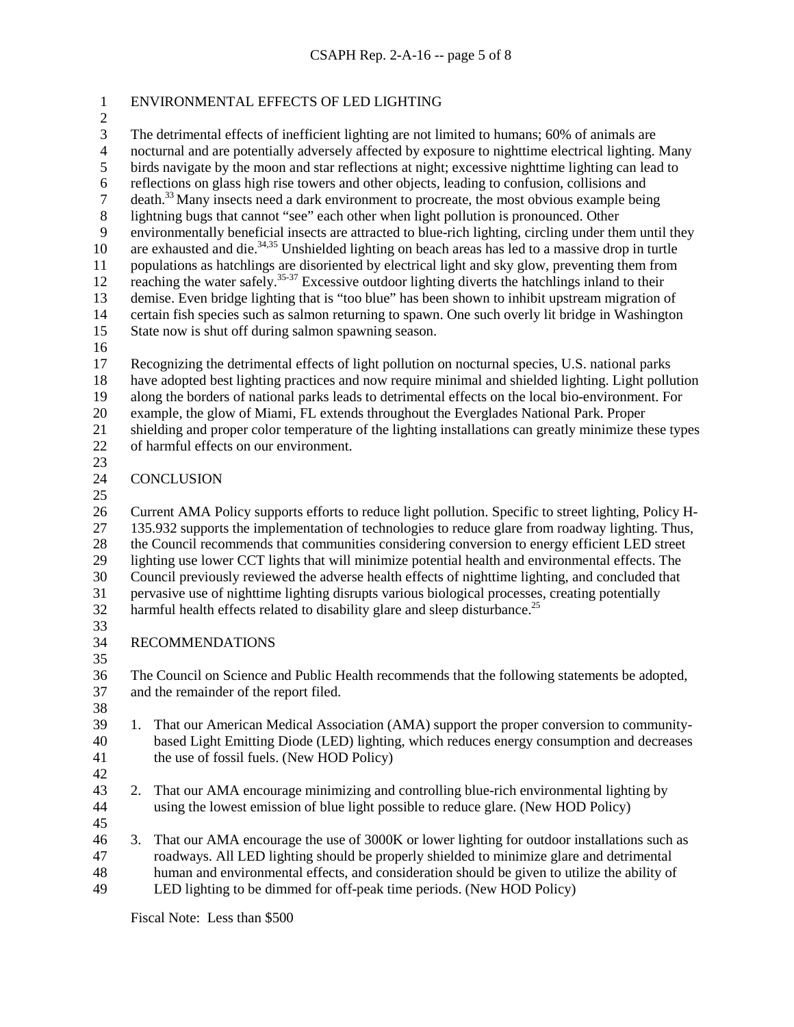## ENVIRONMENTAL EFFECTS OF LED LIGHTING

The detrimental effects of inefficient lighting are not limited to humans; 60% of animals are nocturnal and are potentially adversely affected by exposure to nighttime electrical lighting. Many birds navigate by the moon and star reflections at night; excessive nighttime lighting can lead to reflections on glass high rise towers and other objects, leading to confusion, collisions and death.[33] Many insects need a dark environment to procreate, the most obvious example being lightning bugs that cannot "see" each other when light pollution is pronounced. Other environmentally beneficial insects are attracted to blue-rich lighting, circling under them until they are exhausted and die.[34,35] Unshielded lighting on beach areas has led to a massive drop in turtle populations as hatchlings are disoriented by electrical light and sky glow, preventing them from reaching the water safely.[35-37] Excessive outdoor lighting diverts the hatchlings inland to their demise. Even bridge lighting that is "too blue" has been shown to inhibit upstream migration of certain fish species such as salmon returning to spawn. One such overly lit bridge in Washington State now is shut off during salmon spawning season.

Recognizing the detrimental effects of light pollution on nocturnal species, U.S. national parks have adopted best lighting practices and now require minimal and shielded lighting. Light pollution along the borders of national parks leads to detrimental effects on the local bio-environment. For example, the glow of Miami, FL extends throughout the Everglades National Park. Proper shielding and proper color temperature of the lighting installations can greatly minimize these types of harmful effects on our environment.

## CONCLUSION

Current AMA Policy supports efforts to reduce light pollution. Specific to street lighting, Policy H-135.932 supports the implementation of technologies to reduce glare from roadway lighting. Thus, the Council recommends that communities considering conversion to energy efficient LED street lighting use lower CCT lights that will minimize potential health and environmental effects. The Council previously reviewed the adverse health effects of nighttime lighting, and concluded that pervasive use of nighttime lighting disrupts various biological processes, creating potentially harmful health effects related to disability glare and sleep disturbance.[25]

## RECOMMENDATIONS

The Council on Science and Public Health recommends that the following statements be adopted, and the remainder of the report filed.

1. That our American Medical Association (AMA) support the proper conversion to community-based Light Emitting Diode (LED) lighting, which reduces energy consumption and decreases the use of fossil fuels. (New HOD Policy)

2. That our AMA encourage minimizing and controlling blue-rich environmental lighting by using the lowest emission of blue light possible to reduce glare. (New HOD Policy)

3. That our AMA encourage the use of 3000K or lower lighting for outdoor installations such as roadways. All LED lighting should be properly shielded to minimize glare and detrimental human and environmental effects, and consideration should be given to utilize the ability of LED lighting to be dimmed for off-peak time periods. (New HOD Policy)

Fiscal Note: Less than $500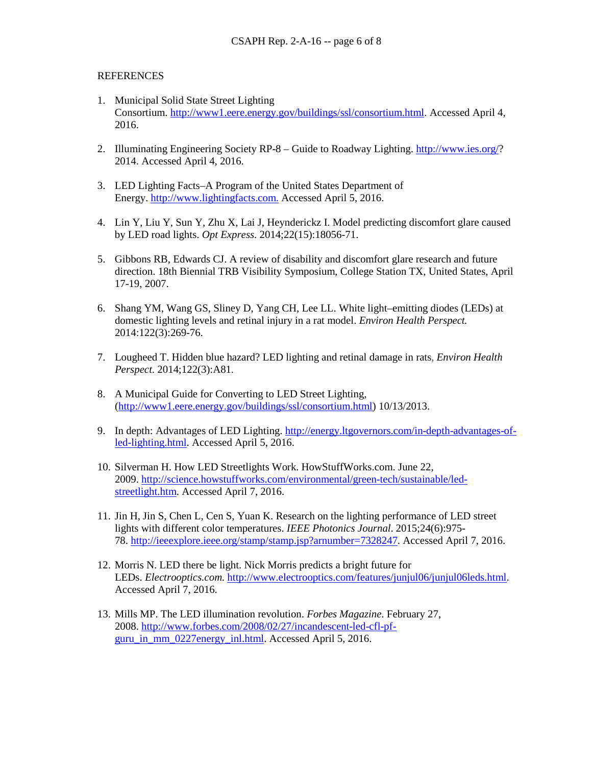REFERENCES

1. Municipal Solid State Street Lighting Consortium. http://www1.eere.energy.gov/buildings/ssl/consortium.html. Accessed April 4, 2016.

2. Illuminating Engineering Society RP-8 – Guide to Roadway Lighting. http://www.ies.org/? 2014. Accessed April 4, 2016.

3. LED Lighting Facts–A Program of the United States Department of Energy. http://www.lightingfacts.com. Accessed April 5, 2016.

4. Lin Y, Liu Y, Sun Y, Zhu X, Lai J, Heynderickz I. Model predicting discomfort glare caused by LED road lights. *Opt Express*. 2014;22(15):18056-71.

5. Gibbons RB, Edwards CJ. A review of disability and discomfort glare research and future direction. 18th Biennial TRB Visibility Symposium, College Station TX, United States, April 17-19, 2007.

6. Shang YM, Wang GS, Sliney D, Yang CH, Lee LL. White light–emitting diodes (LEDs) at domestic lighting levels and retinal injury in a rat model. *Environ Health Perspect.* 2014:122(3):269-76.

7. Lougheed T. Hidden blue hazard? LED lighting and retinal damage in rats, *Environ Health Perspect.* 2014;122(3):A81.

8. A Municipal Guide for Converting to LED Street Lighting, (http://www1.eere.energy.gov/buildings/ssl/consortium.html) 10/13/2013.

9. In depth: Advantages of LED Lighting. http://energy.ltgovernors.com/in-depth-advantages-of-led-lighting.html. Accessed April 5, 2016.

10. Silverman H. How LED Streetlights Work. HowStuffWorks.com. June 22, 2009. http://science.howstuffworks.com/environmental/green-tech/sustainable/led-streetlight.htm. Accessed April 7, 2016.

11. Jin H, Jin S, Chen L, Cen S, Yuan K. Research on the lighting performance of LED street lights with different color temperatures. *IEEE Photonics Journal*. 2015;24(6):975-78. http://ieeexplore.ieee.org/stamp/stamp.jsp?arnumber=7328247. Accessed April 7, 2016.

12. Morris N. LED there be light. Nick Morris predicts a bright future for LEDs. *Electrooptics.com.* http://www.electrooptics.com/features/junjul06/junjul06leds.html. Accessed April 7, 2016.

13. Mills MP. The LED illumination revolution. *Forbes Magazine*. February 27, 2008. http://www.forbes.com/2008/02/27/incandescent-led-cfl-pf-guru_in_mm_0227energy_inl.html. Accessed April 5, 2016.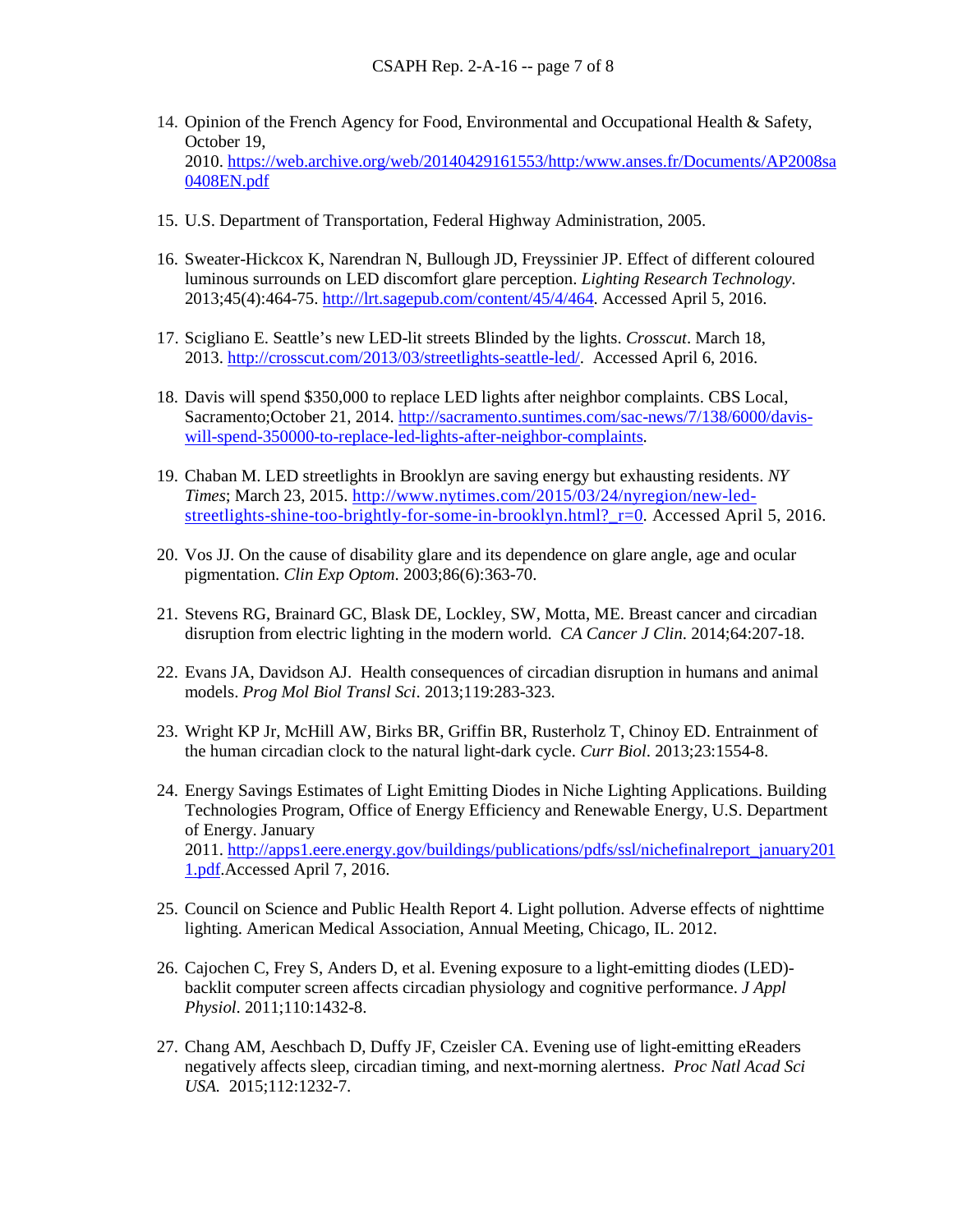14. Opinion of the French Agency for Food, Environmental and Occupational Health & Safety, October 19, 2010. https://web.archive.org/web/20140429161553/http:/www.anses.fr/Documents/AP2008sa0408EN.pdf

15. U.S. Department of Transportation, Federal Highway Administration, 2005.

16. Sweater-Hickcox K, Narendran N, Bullough JD, Freyssinier JP. Effect of different coloured luminous surrounds on LED discomfort glare perception. *Lighting Research Technology*. 2013;45(4):464-75. http://lrt.sagepub.com/content/45/4/464. Accessed April 5, 2016.

17. Scigliano E. Seattle's new LED-lit streets Blinded by the lights. *Crosscut*. March 18, 2013. http://crosscut.com/2013/03/streetlights-seattle-led/. Accessed April 6, 2016.

18. Davis will spend $350,000 to replace LED lights after neighbor complaints. CBS Local, Sacramento;October 21, 2014. http://sacramento.suntimes.com/sac-news/7/138/6000/davis-will-spend-350000-to-replace-led-lights-after-neighbor-complaints.

19. Chaban M. LED streetlights in Brooklyn are saving energy but exhausting residents. *NY Times*; March 23, 2015. http://www.nytimes.com/2015/03/24/nyregion/new-led-streetlights-shine-too-brightly-for-some-in-brooklyn.html?_r=0. Accessed April 5, 2016.

20. Vos JJ. On the cause of disability glare and its dependence on glare angle, age and ocular pigmentation. *Clin Exp Optom*. 2003;86(6):363-70.

21. Stevens RG, Brainard GC, Blask DE, Lockley, SW, Motta, ME. Breast cancer and circadian disruption from electric lighting in the modern world. *CA Cancer J Clin*. 2014;64:207-18.

22. Evans JA, Davidson AJ. Health consequences of circadian disruption in humans and animal models. *Prog Mol Biol Transl Sci*. 2013;119:283-323.

23. Wright KP Jr, McHill AW, Birks BR, Griffin BR, Rusterholz T, Chinoy ED. Entrainment of the human circadian clock to the natural light-dark cycle. *Curr Biol*. 2013;23:1554-8.

24. Energy Savings Estimates of Light Emitting Diodes in Niche Lighting Applications. Building Technologies Program, Office of Energy Efficiency and Renewable Energy, U.S. Department of Energy. January 2011. http://apps1.eere.energy.gov/buildings/publications/pdfs/ssl/nichefinalreport_january2011.pdf.Accessed April 7, 2016.

25. Council on Science and Public Health Report 4. Light pollution. Adverse effects of nighttime lighting. American Medical Association, Annual Meeting, Chicago, IL. 2012.

26. Cajochen C, Frey S, Anders D, et al. Evening exposure to a light-emitting diodes (LED)-backlit computer screen affects circadian physiology and cognitive performance. *J Appl Physiol*. 2011;110:1432-8.

27. Chang AM, Aeschbach D, Duffy JF, Czeisler CA. Evening use of light-emitting eReaders negatively affects sleep, circadian timing, and next-morning alertness. *Proc Natl Acad Sci USA.* 2015;112:1232-7.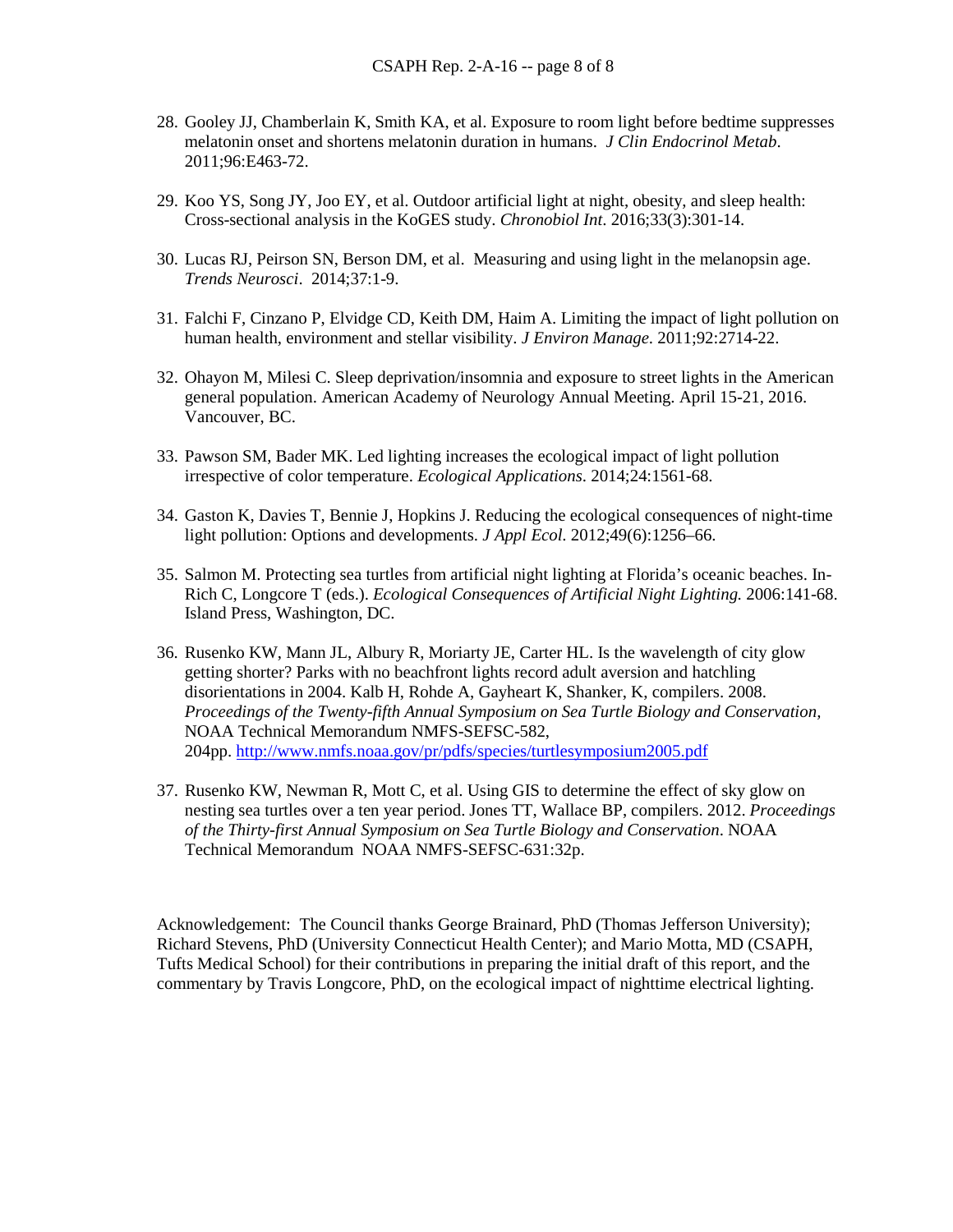28. Gooley JJ, Chamberlain K, Smith KA, et al. Exposure to room light before bedtime suppresses melatonin onset and shortens melatonin duration in humans. *J Clin Endocrinol Metab*. 2011;96:E463-72.

29. Koo YS, Song JY, Joo EY, et al. Outdoor artificial light at night, obesity, and sleep health: Cross-sectional analysis in the KoGES study. *Chronobiol Int*. 2016;33(3):301-14.

30. Lucas RJ, Peirson SN, Berson DM, et al. Measuring and using light in the melanopsin age. *Trends Neurosci*. 2014;37:1-9.

31. Falchi F, Cinzano P, Elvidge CD, Keith DM, Haim A. Limiting the impact of light pollution on human health, environment and stellar visibility. *J Environ Manage.* 2011;92:2714-22.

32. Ohayon M, Milesi C. Sleep deprivation/insomnia and exposure to street lights in the American general population. American Academy of Neurology Annual Meeting. April 15-21, 2016. Vancouver, BC.

33. Pawson SM, Bader MK. Led lighting increases the ecological impact of light pollution irrespective of color temperature. *Ecological Applications*. 2014;24:1561-68.

34. Gaston K, Davies T, Bennie J, Hopkins J. Reducing the ecological consequences of night-time light pollution: Options and developments. *J Appl Ecol.* 2012;49(6):1256–66.

35. Salmon M. Protecting sea turtles from artificial night lighting at Florida's oceanic beaches. In-Rich C, Longcore T (eds.). *Ecological Consequences of Artificial Night Lighting.* 2006:141-68. Island Press, Washington, DC.

36. Rusenko KW, Mann JL, Albury R, Moriarty JE, Carter HL. Is the wavelength of city glow getting shorter? Parks with no beachfront lights record adult aversion and hatchling disorientations in 2004. Kalb H, Rohde A, Gayheart K, Shanker, K, compilers. 2008. *Proceedings of the Twenty-fifth Annual Symposium on Sea Turtle Biology and Conservation,* NOAA Technical Memorandum NMFS-SEFSC-582, 204pp. http://www.nmfs.noaa.gov/pr/pdfs/species/turtlesymposium2005.pdf

37. Rusenko KW, Newman R, Mott C, et al. Using GIS to determine the effect of sky glow on nesting sea turtles over a ten year period. Jones TT, Wallace BP, compilers. 2012. *Proceedings of the Thirty-first Annual Symposium on Sea Turtle Biology and Conservation*. NOAA Technical Memorandum NOAA NMFS-SEFSC-631:32p.

Acknowledgement: The Council thanks George Brainard, PhD (Thomas Jefferson University); Richard Stevens, PhD (University Connecticut Health Center); and Mario Motta, MD (CSAPH, Tufts Medical School) for their contributions in preparing the initial draft of this report, and the commentary by Travis Longcore, PhD, on the ecological impact of nighttime electrical lighting.